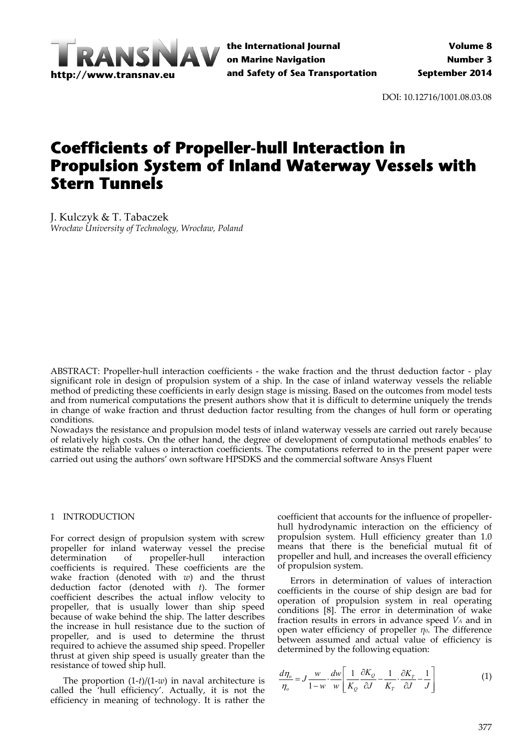DOI: 10.12716/1001.08.03.08

# Coefficients of Propeller-hull Interaction in Propulsion System of Inland Waterway Vessels with Stern Tunnels

J. Kulczyk & T. Tabaczek
*Wrocław University of Technology, Wrocław, Poland*

ABSTRACT: Propeller-hull interaction coefficients - the wake fraction and the thrust deduction factor - play significant role in design of propulsion system of a ship. In the case of inland waterway vessels the reliable method of predicting these coefficients in early design stage is missing. Based on the outcomes from model tests and from numerical computations the present authors show that it is difficult to determine uniquely the trends in change of wake fraction and thrust deduction factor resulting from the changes of hull form or operating conditions.
Nowadays the resistance and propulsion model tests of inland waterway vessels are carried out rarely because of relatively high costs. On the other hand, the degree of development of computational methods enables' to estimate the reliable values o interaction coefficients. The computations referred to in the present paper were carried out using the authors' own software HPSDKS and the commercial software Ansys Fluent

## 1 INTRODUCTION

For correct design of propulsion system with screw propeller for inland waterway vessel the precise determination of propeller-hull interaction coefficients is required. These coefficients are the wake fraction (denoted with $w$) and the thrust deduction factor (denoted with $t$). The former coefficient describes the actual inflow velocity to propeller, that is usually lower than ship speed because of wake behind the ship. The latter describes the increase in hull resistance due to the suction of propeller, and is used to determine the thrust required to achieve the assumed ship speed. Propeller thrust at given ship speed is usually greater than the resistance of towed ship hull.

The proportion $(1-t)/(1-w)$ in naval architecture is called the 'hull efficiency'. Actually, it is not the efficiency in meaning of technology. It is rather the coefficient that accounts for the influence of propeller-hull hydrodynamic interaction on the efficiency of propulsion system. Hull efficiency greater than 1.0 means that there is the beneficial mutual fit of propeller and hull, and increases the overall efficiency of propulsion system.

Errors in determination of values of interaction coefficients in the course of ship design are bad for operation of propulsion system in real operating conditions [8]. The error in determination of wake fraction results in errors in advance speed $V_A$ and in open water efficiency of propeller $\eta_0$. The difference between assumed and actual value of efficiency is determined by the following equation:

$$\frac{d\eta_o}{\eta_o} = J\frac{w}{1-w}\cdot\frac{dw}{w}\left[\frac{1}{K_Q}\frac{\partial K_Q}{\partial J} - \frac{1}{K_T}\cdot\frac{\partial K_T}{\partial J} - \frac{1}{J}\right] \tag{1}$$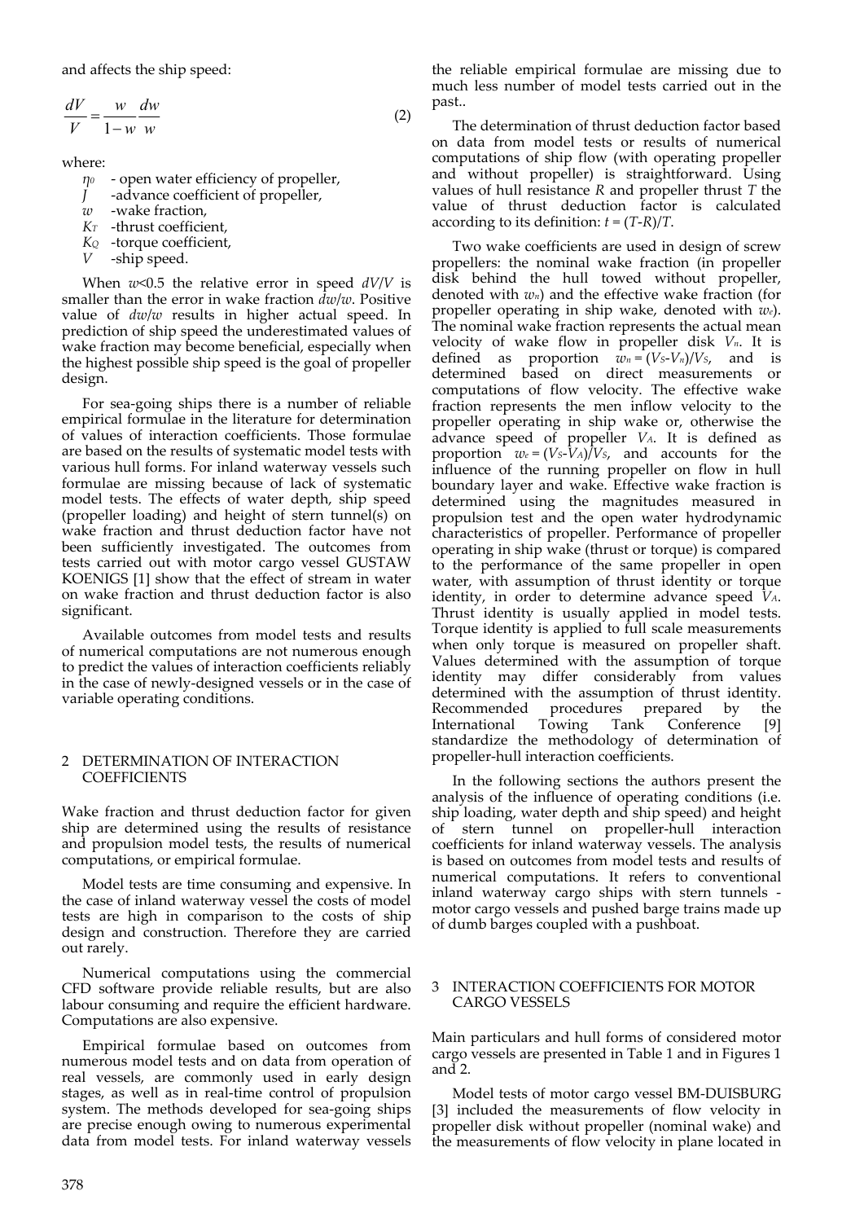and affects the ship speed:

$$\frac{dV}{V} = \frac{w}{1-w}\frac{dw}{w} \tag{2}$$

where:

- $\eta_0$ - open water efficiency of propeller,
- $J$ -advance coefficient of propeller,
- $w$ -wake fraction,
- $K_T$ -thrust coefficient,
- $K_Q$ -torque coefficient,
- $V$ -ship speed.

When $w$<0.5 the relative error in speed $dV/V$ is smaller than the error in wake fraction $dw/w$. Positive value of $dw/w$ results in higher actual speed. In prediction of ship speed the underestimated values of wake fraction may become beneficial, especially when the highest possible ship speed is the goal of propeller design.

For sea-going ships there is a number of reliable empirical formulae in the literature for determination of values of interaction coefficients. Those formulae are based on the results of systematic model tests with various hull forms. For inland waterway vessels such formulae are missing because of lack of systematic model tests. The effects of water depth, ship speed (propeller loading) and height of stern tunnel(s) on wake fraction and thrust deduction factor have not been sufficiently investigated. The outcomes from tests carried out with motor cargo vessel GUSTAW KOENIGS [1] show that the effect of stream in water on wake fraction and thrust deduction factor is also significant.

Available outcomes from model tests and results of numerical computations are not numerous enough to predict the values of interaction coefficients reliably in the case of newly-designed vessels or in the case of variable operating conditions.

## 2 DETERMINATION OF INTERACTION COEFFICIENTS

Wake fraction and thrust deduction factor for given ship are determined using the results of resistance and propulsion model tests, the results of numerical computations, or empirical formulae.

Model tests are time consuming and expensive. In the case of inland waterway vessel the costs of model tests are high in comparison to the costs of ship design and construction. Therefore they are carried out rarely.

Numerical computations using the commercial CFD software provide reliable results, but are also labour consuming and require the efficient hardware. Computations are also expensive.

Empirical formulae based on outcomes from numerous model tests and on data from operation of real vessels, are commonly used in early design stages, as well as in real-time control of propulsion system. The methods developed for sea-going ships are precise enough owing to numerous experimental data from model tests. For inland waterway vessels the reliable empirical formulae are missing due to much less number of model tests carried out in the past..

The determination of thrust deduction factor based on data from model tests or results of numerical computations of ship flow (with operating propeller and without propeller) is straightforward. Using values of hull resistance $R$ and propeller thrust $T$ the value of thrust deduction factor is calculated according to its definition: $t = (T-R)/T$.

Two wake coefficients are used in design of screw propellers: the nominal wake fraction (in propeller disk behind the hull towed without propeller, denoted with $w_n$) and the effective wake fraction (for propeller operating in ship wake, denoted with $w_e$). The nominal wake fraction represents the actual mean velocity of wake flow in propeller disk $V_n$. It is defined as proportion $w_n = (V_S-V_n)/V_S$, and is determined based on direct measurements or computations of flow velocity. The effective wake fraction represents the men inflow velocity to the propeller operating in ship wake or, otherwise the advance speed of propeller $V_A$. It is defined as proportion $w_e = (V_S-V_A)/V_S$, and accounts for the influence of the running propeller on flow in hull boundary layer and wake. Effective wake fraction is determined using the magnitudes measured in propulsion test and the open water hydrodynamic characteristics of propeller. Performance of propeller operating in ship wake (thrust or torque) is compared to the performance of the same propeller in open water, with assumption of thrust identity or torque identity, in order to determine advance speed $V_A$. Thrust identity is usually applied in model tests. Torque identity is applied to full scale measurements when only torque is measured on propeller shaft. Values determined with the assumption of torque identity may differ considerably from values determined with the assumption of thrust identity. Recommended procedures prepared by the International Towing Tank Conference [9] standardize the methodology of determination of propeller-hull interaction coefficients.

In the following sections the authors present the analysis of the influence of operating conditions (i.e. ship loading, water depth and ship speed) and height of stern tunnel on propeller-hull interaction coefficients for inland waterway vessels. The analysis is based on outcomes from model tests and results of numerical computations. It refers to conventional inland waterway cargo ships with stern tunnels - motor cargo vessels and pushed barge trains made up of dumb barges coupled with a pushboat.

## 3 INTERACTION COEFFICIENTS FOR MOTOR CARGO VESSELS

Main particulars and hull forms of considered motor cargo vessels are presented in Table 1 and in Figures 1 and 2.

Model tests of motor cargo vessel BM-DUISBURG [3] included the measurements of flow velocity in propeller disk without propeller (nominal wake) and the measurements of flow velocity in plane located in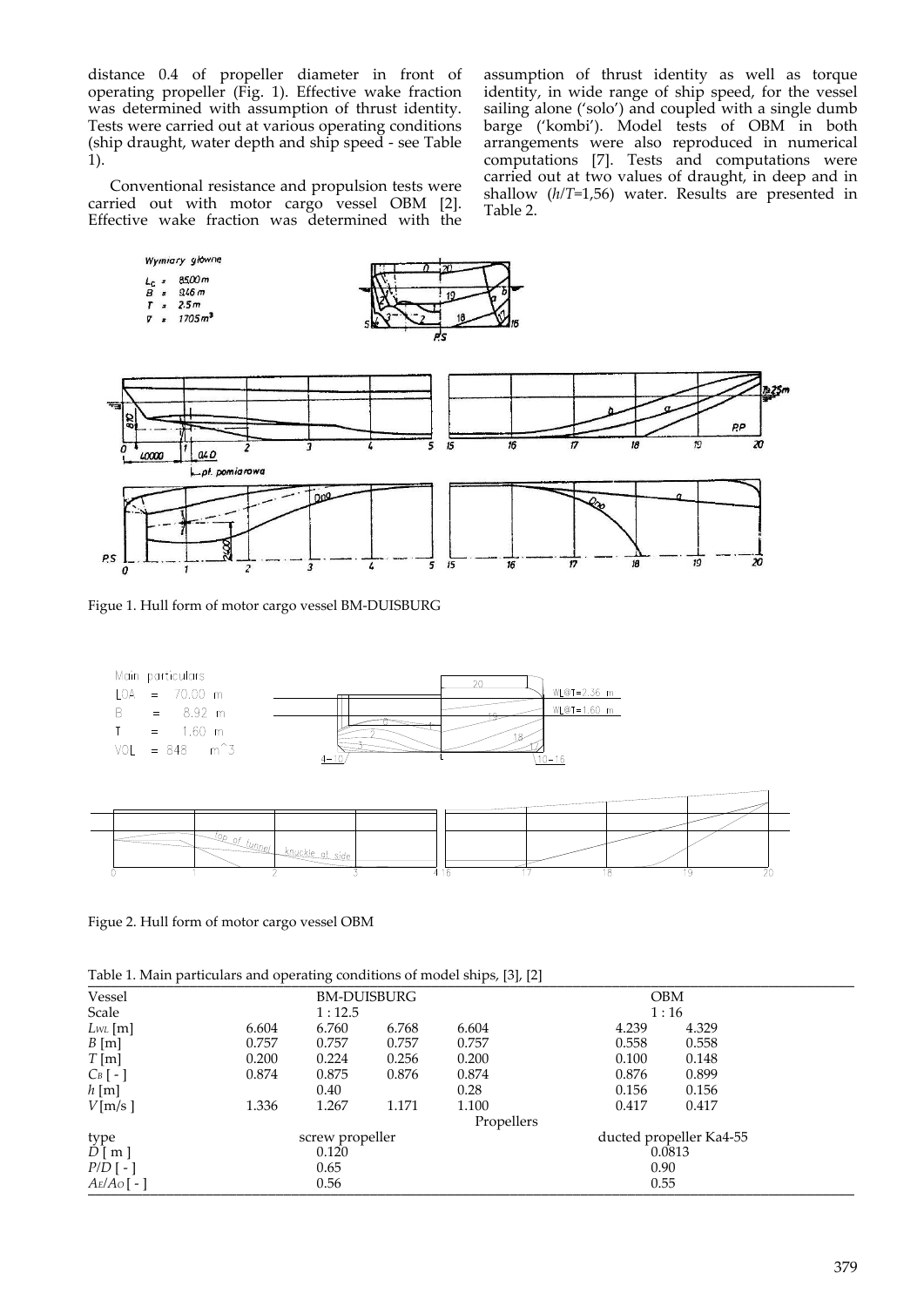distance 0.4 of propeller diameter in front of operating propeller (Fig. 1). Effective wake fraction was determined with assumption of thrust identity. Tests were carried out at various operating conditions (ship draught, water depth and ship speed - see Table 1).

Conventional resistance and propulsion tests were carried out with motor cargo vessel OBM [2]. Effective wake fraction was determined with the assumption of thrust identity as well as torque identity, in wide range of ship speed, for the vessel sailing alone ('solo') and coupled with a single dumb barge ('kombi'). Model tests of OBM in both arrangements were also reproduced in numerical computations [7]. Tests and computations were carried out at two values of draught, in deep and in shallow ($h/T$=1,56) water. Results are presented in Table 2.

Figue 1. Hull form of motor cargo vessel BM-DUISBURG

Figue 2. Hull form of motor cargo vessel OBM

Table 1. Main particulars and operating conditions of model ships, [3], [2]

| Vessel | BM-DUISBURG | | | | OBM | |
|---|---|---|---|---|---|---|
| Scale | 1 : 12.5 | | | | 1 : 16 | |
| $L_{WL}$ [m] | 6.604 | 6.760 | 6.768 | 6.604 | 4.239 | 4.329 |
| $B$ [m] | 0.757 | 0.757 | 0.757 | 0.757 | 0.558 | 0.558 |
| $T$ [m] | 0.200 | 0.224 | 0.256 | 0.200 | 0.100 | 0.148 |
| $C_B$ [ - ] | 0.874 | 0.875 | 0.876 | 0.874 | 0.876 | 0.899 |
| $h$ [m] | | 0.40 | | 0.28 | 0.156 | 0.156 |
| $V$ [m/s ] | 1.336 | 1.267 | 1.171 | 1.100 | 0.417 | 0.417 |
| | | | | Propellers | | |
| type | screw propeller | | | | ducted propeller Ka4-55 | |
| $D$ [ m ] | 0.120 | | | | 0.0813 | |
| $P/D$ [ - ] | 0.65 | | | | 0.90 | |
| $A_E/A_O$ [ - ] | 0.56 | | | | 0.55 | |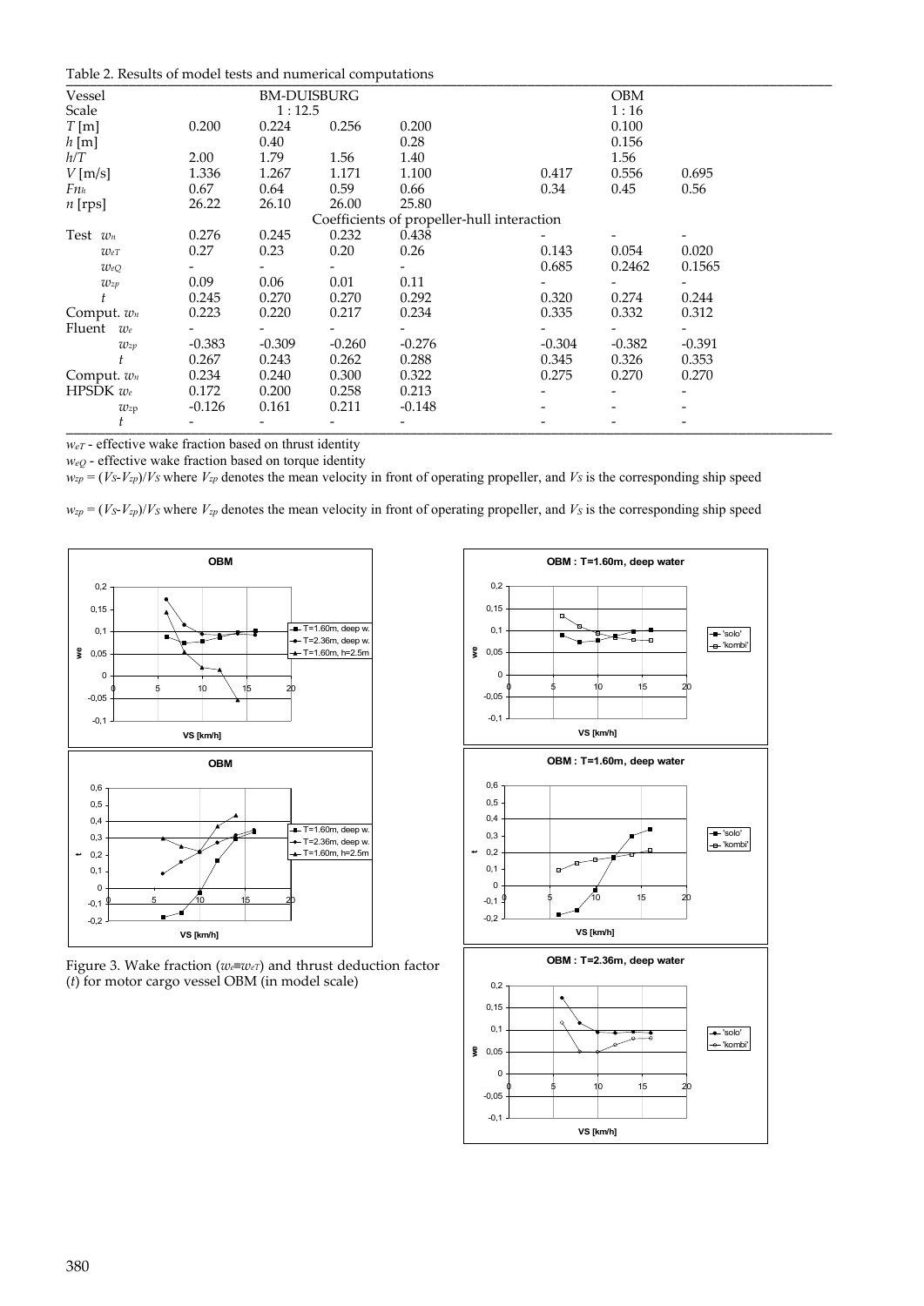Table 2. Results of model tests and numerical computations

| Vessel | | BM-DUISBURG | | | | OBM | |
|---|---|---|---|---|---|---|---|
| Scale | | 1 : 12.5 | | | | 1 : 16 | |
| $T$ [m] | 0.200 | 0.224 | 0.256 | 0.200 | | 0.100 | |
| $h$ [m] | | 0.40 | | 0.28 | | 0.156 | |
| $h/T$ | 2.00 | 1.79 | 1.56 | 1.40 | | 1.56 | |
| $V$ [m/s] | 1.336 | 1.267 | 1.171 | 1.100 | 0.417 | 0.556 | 0.695 |
| $Fn_h$ | 0.67 | 0.64 | 0.59 | 0.66 | 0.34 | 0.45 | 0.56 |
| $n$ [rps] | 26.22 | 26.10 | 26.00 | 25.80 | | | |
| | | | | Coefficients of propeller-hull interaction | | | |
| Test $w_n$ | 0.276 | 0.245 | 0.232 | 0.438 | - | - | - |
| $w_{eT}$ | 0.27 | 0.23 | 0.20 | 0.26 | 0.143 | 0.054 | 0.020 |
| $w_{eQ}$ | - | - | - | - | 0.685 | 0.2462 | 0.1565 |
| $w_{zp}$ | 0.09 | 0.06 | 0.01 | 0.11 | - | - | - |
| $t$ | 0.245 | 0.270 | 0.270 | 0.292 | 0.320 | 0.274 | 0.244 |
| Comput. $w_n$ | 0.223 | 0.220 | 0.217 | 0.234 | 0.335 | 0.332 | 0.312 |
| Fluent $w_e$ | - | - | - | - | - | - | - |
| $w_{zp}$ | -0.383 | -0.309 | -0.260 | -0.276 | -0.304 | -0.382 | -0.391 |
| $t$ | 0.267 | 0.243 | 0.262 | 0.288 | 0.345 | 0.326 | 0.353 |
| Comput. $w_n$ | 0.234 | 0.240 | 0.300 | 0.322 | 0.275 | 0.270 | 0.270 |
| HPSDK $w_e$ | 0.172 | 0.200 | 0.258 | 0.213 | - | - | - |
| $w_{zp}$ | -0.126 | 0.161 | 0.211 | -0.148 | - | - | - |
| $t$ | - | - | - | - | - | - | - |

$w_{eT}$ - effective wake fraction based on thrust identity

$w_{eQ}$ - effective wake fraction based on torque identity

$w_{zp} = (V_S - V_{zp})/V_S$ where $V_{zp}$ denotes the mean velocity in front of operating propeller, and $V_S$ is the corresponding ship speed

$w_{zp} = (V_S - V_{zp})/V_S$ where $V_{zp}$ denotes the mean velocity in front of operating propeller, and $V_S$ is the corresponding ship speed

Figure 3. Wake fraction ($w_e \equiv w_{eT}$) and thrust deduction factor ($t$) for motor cargo vessel OBM (in model scale)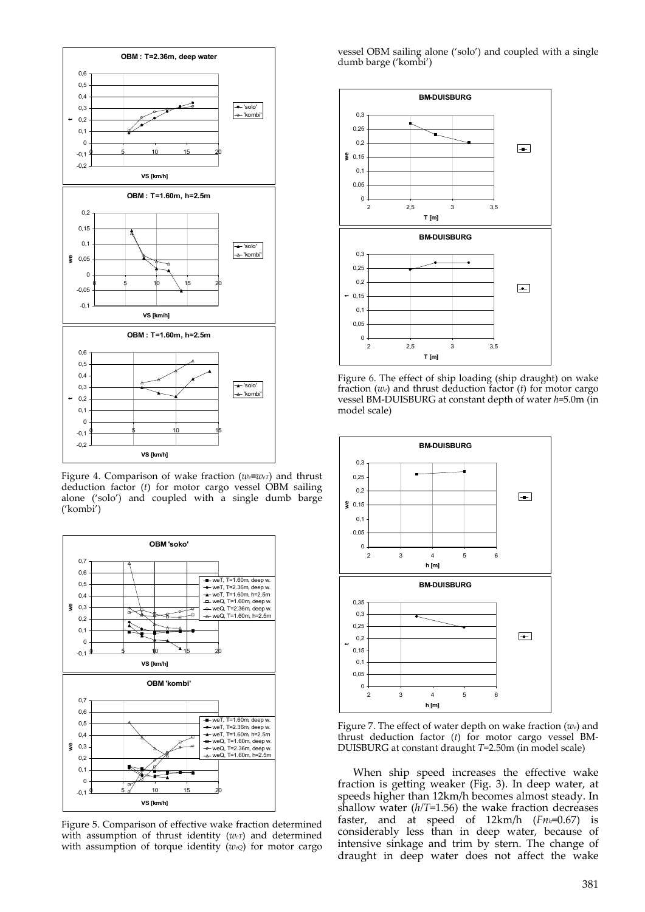Figure 4. Comparison of wake fraction ($w_e \equiv w_{eT}$) and thrust deduction factor ($t$) for motor cargo vessel OBM sailing alone ('solo') and coupled with a single dumb barge ('kombi')

Figure 5. Comparison of effective wake fraction determined with assumption of thrust identity ($w_{eT}$) and determined with assumption of torque identity ($w_{eQ}$) for motor cargo vessel OBM sailing alone ('solo') and coupled with a single dumb barge ('kombi')

Figure 6. The effect of ship loading (ship draught) on wake fraction ($w_e$) and thrust deduction factor ($t$) for motor cargo vessel BM-DUISBURG at constant depth of water $h$=5.0m (in model scale)

Figure 7. The effect of water depth on wake fraction ($w_e$) and thrust deduction factor ($t$) for motor cargo vessel BM-DUISBURG at constant draught $T$=2.50m (in model scale)

When ship speed increases the effective wake fraction is getting weaker (Fig. 3). In deep water, at speeds higher than 12km/h becomes almost steady. In shallow water ($h/T$=1.56) the wake fraction decreases faster, and at speed of 12km/h ($Fn_h$=0.67) is considerably less than in deep water, because of intensive sinkage and trim by stern. The change of draught in deep water does not affect the wake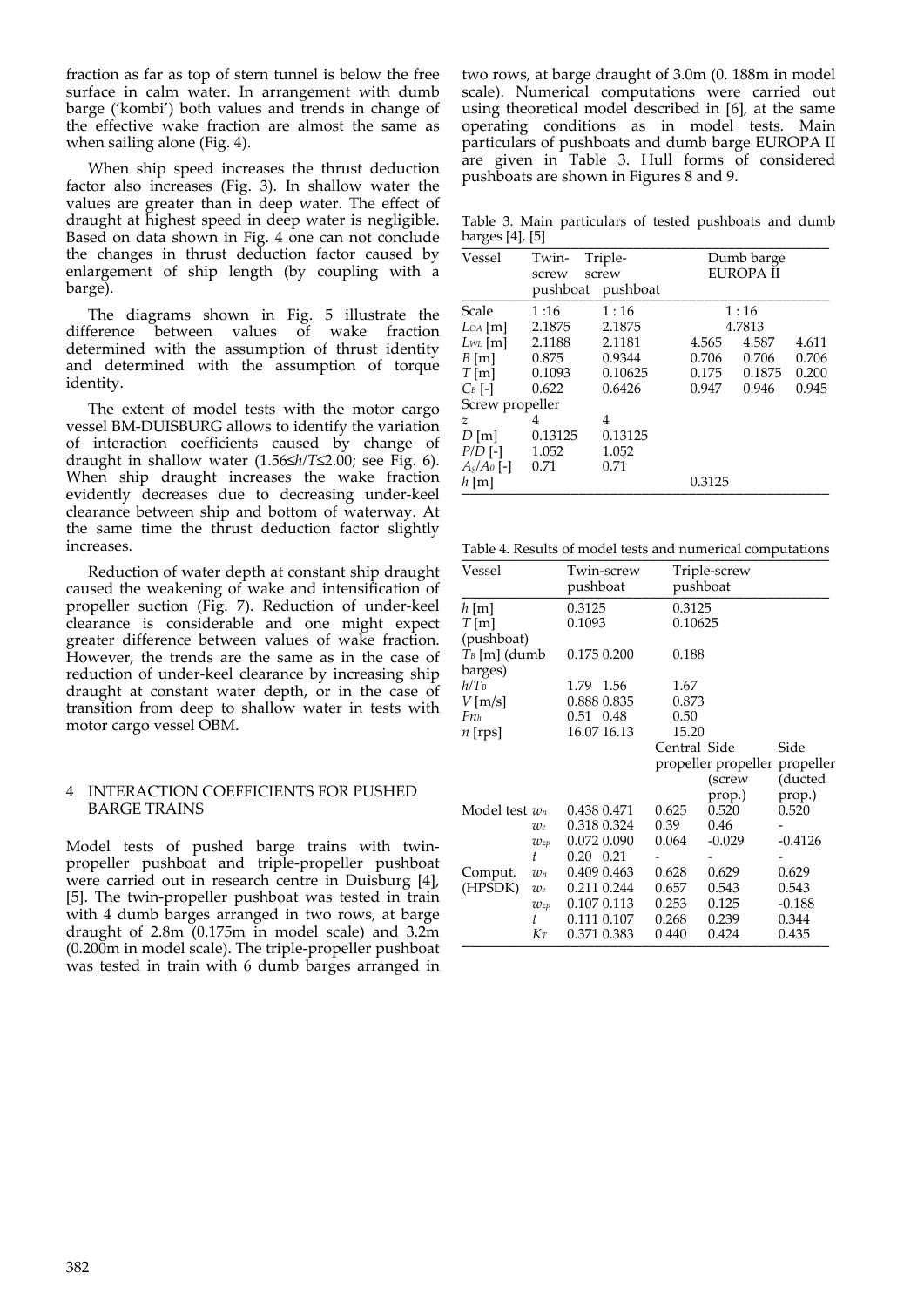fraction as far as top of stern tunnel is below the free surface in calm water. In arrangement with dumb barge ('kombi') both values and trends in change of the effective wake fraction are almost the same as when sailing alone (Fig. 4).

When ship speed increases the thrust deduction factor also increases (Fig. 3). In shallow water the values are greater than in deep water. The effect of draught at highest speed in deep water is negligible. Based on data shown in Fig. 4 one can not conclude the changes in thrust deduction factor caused by enlargement of ship length (by coupling with a barge).

The diagrams shown in Fig. 5 illustrate the difference between values of wake fraction determined with the assumption of thrust identity and determined with the assumption of torque identity.

The extent of model tests with the motor cargo vessel BM-DUISBURG allows to identify the variation of interaction coefficients caused by change of draught in shallow water ($1.56 \leq h/T \leq 2.00$; see Fig. 6). When ship draught increases the wake fraction evidently decreases due to decreasing under-keel clearance between ship and bottom of waterway. At the same time the thrust deduction factor slightly increases.

Reduction of water depth at constant ship draught caused the weakening of wake and intensification of propeller suction (Fig. 7). Reduction of under-keel clearance is considerable and one might expect greater difference between values of wake fraction. However, the trends are the same as in the case of reduction of under-keel clearance by increasing ship draught at constant water depth, or in the case of transition from deep to shallow water in tests with motor cargo vessel OBM.

## 4 INTERACTION COEFFICIENTS FOR PUSHED BARGE TRAINS

Model tests of pushed barge trains with twin-propeller pushboat and triple-propeller pushboat were carried out in research centre in Duisburg [4], [5]. The twin-propeller pushboat was tested in train with 4 dumb barges arranged in two rows, at barge draught of 2.8m (0.175m in model scale) and 3.2m (0.200m in model scale). The triple-propeller pushboat was tested in train with 6 dumb barges arranged in two rows, at barge draught of 3.0m (0. 188m in model scale). Numerical computations were carried out using theoretical model described in [6], at the same operating conditions as in model tests. Main particulars of pushboats and dumb barge EUROPA II are given in Table 3. Hull forms of considered pushboats are shown in Figures 8 and 9.

Table 3. Main particulars of tested pushboats and dumb barges [4], [5]

| Vessel | Twin-screw pushboat | Triple-screw pushboat | Dumb barge EUROPA II | | |
|---|---|---|---|---|---|
| Scale | 1 :16 | 1 : 16 | 1 : 16 | | |
| $L_{OA}$ [m] | 2.1875 | 2.1875 | 4.7813 | | |
| $L_{WL}$ [m] | 2.1188 | 2.1181 | 4.565 | 4.587 | 4.611 |
| $B$ [m] | 0.875 | 0.9344 | 0.706 | 0.706 | 0.706 |
| $T$ [m] | 0.1093 | 0.10625 | 0.175 | 0.1875 | 0.200 |
| $C_B$ [-] | 0.622 | 0.6426 | 0.947 | 0.946 | 0.945 |
| Screw propeller | | | | | |
| $z$ | 4 | 4 | | | |
| $D$ [m] | 0.13125 | 0.13125 | | | |
| $P/D$ [-] | 1.052 | 1.052 | | | |
| $A_E/A_0$ [-] | 0.71 | 0.71 | | | |
| $h$ [m] | | | 0.3125 | | |

Table 4. Results of model tests and numerical computations

| Vessel | | Twin-screw pushboat | | Triple-screw pushboat | | |
|---|---|---|---|---|---|---|
| $h$ [m] | | 0.3125 | | 0.3125 | | |
| $T$ [m] (pushboat) | | 0.1093 | | 0.10625 | | |
| $T_B$ [m] (dumb barges) | | 0.175 | 0.200 | 0.188 | | |
| $h/T_B$ | | 1.79 | 1.56 | 1.67 | | |
| $V$ [m/s] | | 0.888 | 0.835 | 0.873 | | |
| $Fn_h$ | | 0.51 | 0.48 | 0.50 | | |
| $n$ [rps] | | 16.07 | 16.13 | 15.20 | | |
| | | | | Central propeller | Side propeller (screw prop.) | Side propeller (ducted prop.) |
| Model test | $w_n$ | 0.438 | 0.471 | 0.625 | 0.520 | 0.520 |
| | $w_e$ | 0.318 | 0.324 | 0.39 | 0.46 | - |
| | $w_{zp}$ | 0.072 | 0.090 | 0.064 | -0.029 | -0.4126 |
| | $t$ | 0.20 | 0.21 | - | - | - |
| Comput. (HPSDK) | $w_n$ | 0.409 | 0.463 | 0.628 | 0.629 | 0.629 |
| | $w_e$ | 0.211 | 0.244 | 0.657 | 0.543 | 0.543 |
| | $w_{zp}$ | 0.107 | 0.113 | 0.253 | 0.125 | -0.188 |
| | $t$ | 0.111 | 0.107 | 0.268 | 0.239 | 0.344 |
| | $K_T$ | 0.371 | 0.383 | 0.440 | 0.424 | 0.435 |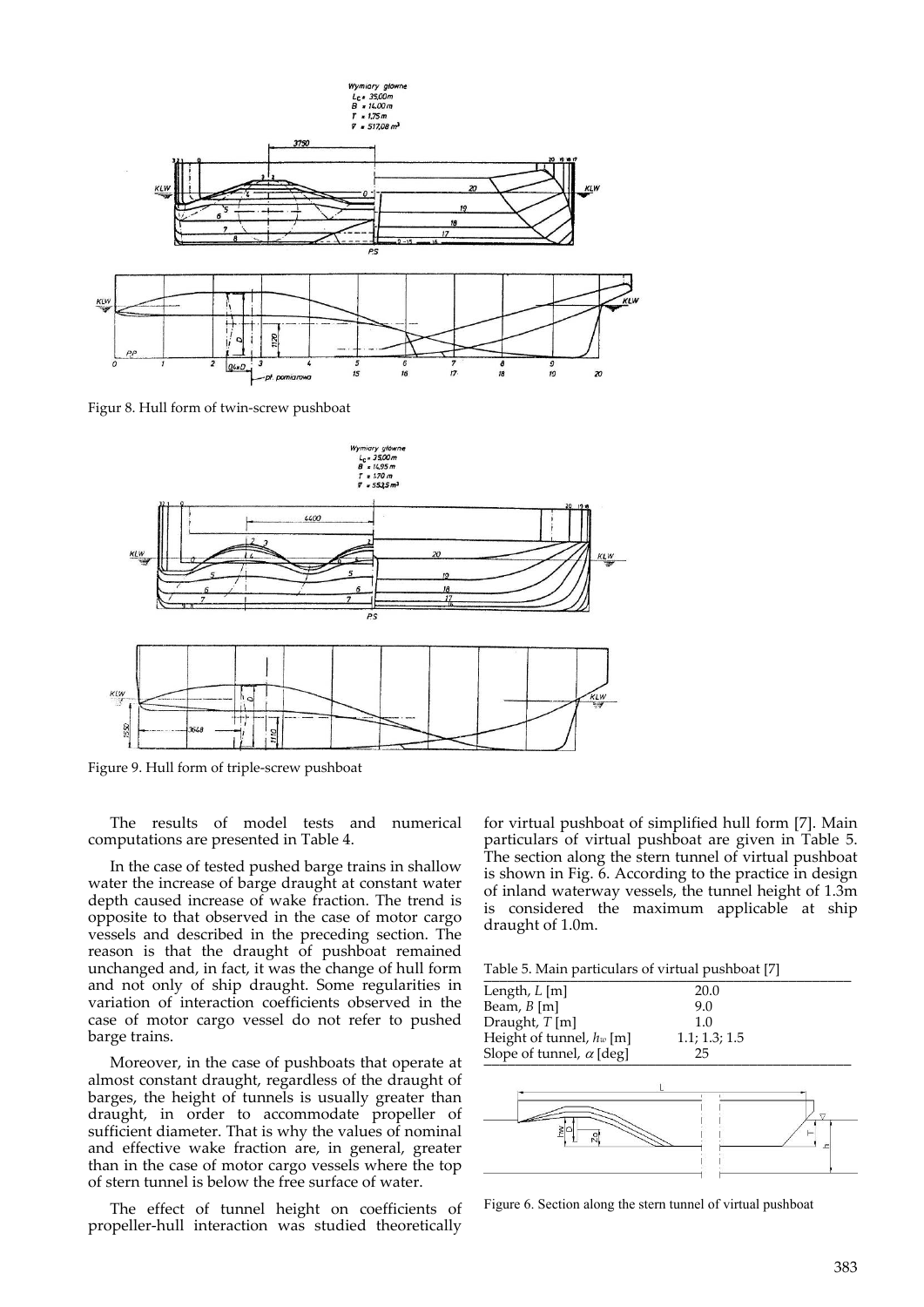Figur 8. Hull form of twin-screw pushboat

Figure 9. Hull form of triple-screw pushboat

The results of model tests and numerical computations are presented in Table 4.

In the case of tested pushed barge trains in shallow water the increase of barge draught at constant water depth caused increase of wake fraction. The trend is opposite to that observed in the case of motor cargo vessels and described in the preceding section. The reason is that the draught of pushboat remained unchanged and, in fact, it was the change of hull form and not only of ship draught. Some regularities in variation of interaction coefficients observed in the case of motor cargo vessel do not refer to pushed barge trains.

Moreover, in the case of pushboats that operate at almost constant draught, regardless of the draught of barges, the height of tunnels is usually greater than draught, in order to accommodate propeller of sufficient diameter. That is why the values of nominal and effective wake fraction are, in general, greater than in the case of motor cargo vessels where the top of stern tunnel is below the free surface of water.

The effect of tunnel height on coefficients of propeller-hull interaction was studied theoretically for virtual pushboat of simplified hull form [7]. Main particulars of virtual pushboat are given in Table 5. The section along the stern tunnel of virtual pushboat is shown in Fig. 6. According to the practice in design of inland waterway vessels, the tunnel height of 1.3m is considered the maximum applicable at ship draught of 1.0m.

Table 5. Main particulars of virtual pushboat [7]

| | |
|---|---|
| Length, $L$ [m] | 20.0 |
| Beam, $B$ [m] | 9.0 |
| Draught, $T$ [m] | 1.0 |
| Height of tunnel, $h_w$ [m] | 1.1; 1.3; 1.5 |
| Slope of tunnel, $\alpha$ [deg] | 25 |

Figure 6. Section along the stern tunnel of virtual pushboat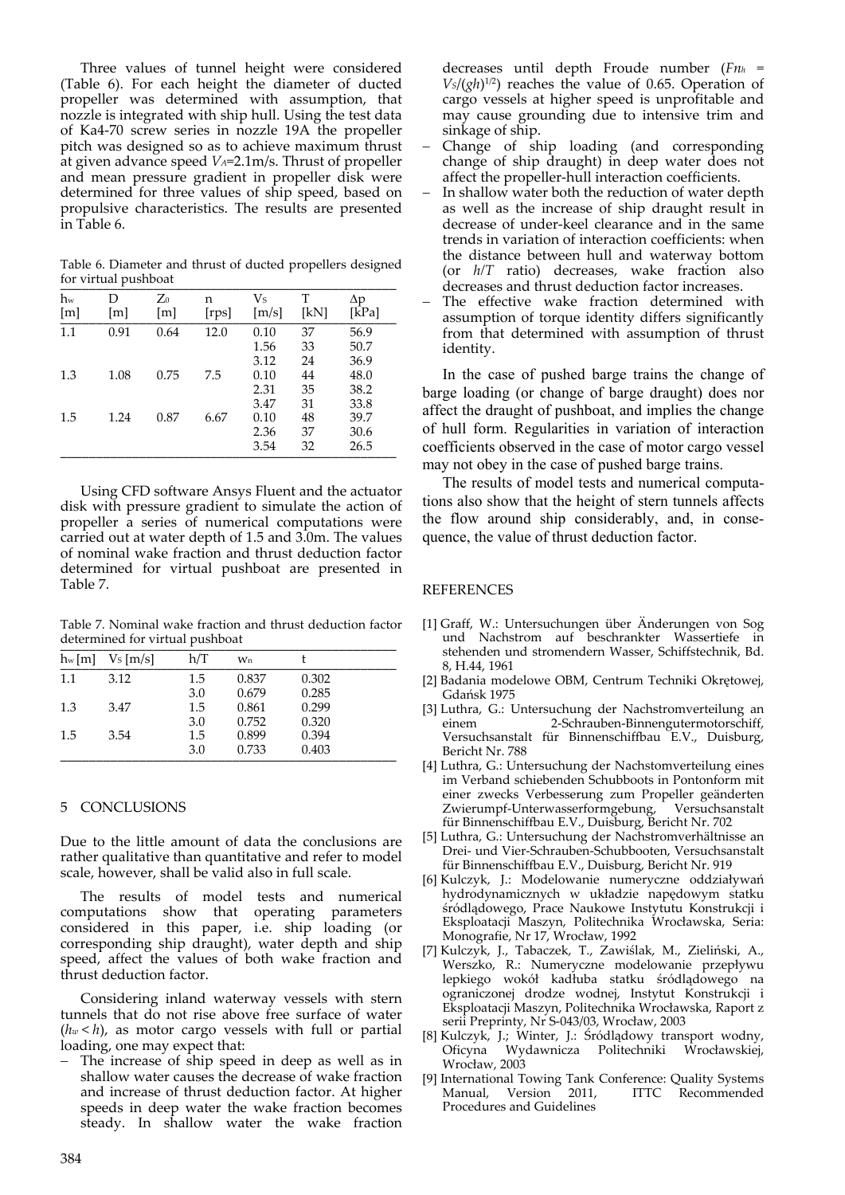Three values of tunnel height were considered (Table 6). For each height the diameter of ducted propeller was determined with assumption, that nozzle is integrated with ship hull. Using the test data of Ka4-70 screw series in nozzle 19A the propeller pitch was designed so as to achieve maximum thrust at given advance speed $V_A$=2.1m/s. Thrust of propeller and mean pressure gradient in propeller disk were determined for three values of ship speed, based on propulsive characteristics. The results are presented in Table 6.

Table 6. Diameter and thrust of ducted propellers designed for virtual pushboat

| $h_w$ [m] | D [m] | $Z_0$ [m] | n [rps] | $V_S$ [m/s] | T [kN] | Δp [kPa] |
|---|---|---|---|---|---|---|
| 1.1 | 0.91 | 0.64 | 12.0 | 0.10 | 37 | 56.9 |
| | | | | 1.56 | 33 | 50.7 |
| | | | | 3.12 | 24 | 36.9 |
| 1.3 | 1.08 | 0.75 | 7.5 | 0.10 | 44 | 48.0 |
| | | | | 2.31 | 35 | 38.2 |
| | | | | 3.47 | 31 | 33.8 |
| 1.5 | 1.24 | 0.87 | 6.67 | 0.10 | 48 | 39.7 |
| | | | | 2.36 | 37 | 30.6 |
| | | | | 3.54 | 32 | 26.5 |

Using CFD software Ansys Fluent and the actuator disk with pressure gradient to simulate the action of propeller a series of numerical computations were carried out at water depth of 1.5 and 3.0m. The values of nominal wake fraction and thrust deduction factor determined for virtual pushboat are presented in Table 7.

Table 7. Nominal wake fraction and thrust deduction factor determined for virtual pushboat

| $h_w$ [m] | $V_S$ [m/s] | h/T | $w_n$ | t |
|---|---|---|---|---|
| 1.1 | 3.12 | 1.5 | 0.837 | 0.302 |
| | | 3.0 | 0.679 | 0.285 |
| 1.3 | 3.47 | 1.5 | 0.861 | 0.299 |
| | | 3.0 | 0.752 | 0.320 |
| 1.5 | 3.54 | 1.5 | 0.899 | 0.394 |
| | | 3.0 | 0.733 | 0.403 |

## 5 CONCLUSIONS

Due to the little amount of data the conclusions are rather qualitative than quantitative and refer to model scale, however, shall be valid also in full scale.

The results of model tests and numerical computations show that operating parameters considered in this paper, i.e. ship loading (or corresponding ship draught), water depth and ship speed, affect the values of both wake fraction and thrust deduction factor.

Considering inland waterway vessels with stern tunnels that do not rise above free surface of water ($h_w < h$), as motor cargo vessels with full or partial loading, one may expect that:

- The increase of ship speed in deep as well as in shallow water causes the decrease of wake fraction and increase of thrust deduction factor. At higher speeds in deep water the wake fraction becomes steady. In shallow water the wake fraction decreases until depth Froude number ($Fn_h = V_S/(gh)^{1/2}$) reaches the value of 0.65. Operation of cargo vessels at higher speed is unprofitable and may cause grounding due to intensive trim and sinkage of ship.
- Change of ship loading (and corresponding change of ship draught) in deep water does not affect the propeller-hull interaction coefficients.
- In shallow water both the reduction of water depth as well as the increase of ship draught result in decrease of under-keel clearance and in the same trends in variation of interaction coefficients: when the distance between hull and waterway bottom (or $h/T$ ratio) decreases, wake fraction also decreases and thrust deduction factor increases.
- The effective wake fraction determined with assumption of torque identity differs significantly from that determined with assumption of thrust identity.

In the case of pushed barge trains the change of barge loading (or change of barge draught) does nor affect the draught of pushboat, and implies the change of hull form. Regularities in variation of interaction coefficients observed in the case of motor cargo vessel may not obey in the case of pushed barge trains.

The results of model tests and numerical computations also show that the height of stern tunnels affects the flow around ship considerably, and, in consequence, the value of thrust deduction factor.

## REFERENCES

[1] Graff, W.: Untersuchungen über Änderungen von Sog und Nachstrom auf beschrankter Wassertiefe in stehenden und stromendern Wasser, Schiffstechnik, Bd. 8, H.44, 1961

[2] Badania modelowe OBM, Centrum Techniki Okrętowej, Gdańsk 1975

[3] Luthra, G.: Untersuchung der Nachstromverteilung an einem 2-Schrauben-Binnengutermotorschiff, Versuchsanstalt für Binnenschiffbau E.V., Duisburg, Bericht Nr. 788

[4] Luthra, G.: Untersuchung der Nachstomverteilung eines im Verband schiebenden Schubboots in Pontonform mit einer zwecks Verbesserung zum Propeller geänderten Zwierumpf-Unterwasserformgebung, Versuchsanstalt für Binnenschiffbau E.V., Duisburg, Bericht Nr. 702

[5] Luthra, G.: Untersuchung der Nachstromverhältnisse an Drei- und Vier-Schrauben-Schubbooten, Versuchsanstalt für Binnenschiffbau E.V., Duisburg, Bericht Nr. 919

[6] Kulczyk, J.: Modelowanie numeryczne oddziaływań hydrodynamicznych w układzie napędowym statku śródlądowego, Prace Naukowe Instytutu Konstrukcji i Eksploatacji Maszyn, Politechnika Wrocławska, Seria: Monografie, Nr 17, Wrocław, 1992

[7] Kulczyk, J., Tabaczek, T., Zawiślak, M., Zieliński, A., Werszko, R.: Numeryczne modelowanie przepływu lepkiego wokół kadłuba statku śródlądowego na ograniczonej drodze wodnej, Instytut Konstrukcji i Eksploatacji Maszyn, Politechnika Wrocławska, Raport z serii Preprinty, Nr S-043/03, Wrocław, 2003

[8] Kulczyk, J.; Winter, J.: Śródlądowy transport wodny, Oficyna Wydawnicza Politechniki Wrocławskiej, Wrocław, 2003

[9] International Towing Tank Conference: Quality Systems Manual, Version 2011, ITTC Recommended Procedures and Guidelines